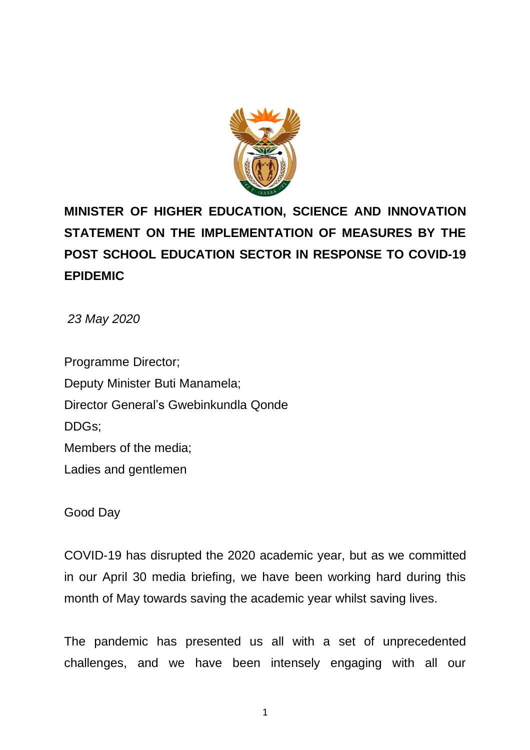**MINISTER OF HIGHER EDUCATION, SCIENCE AND INNOVATION STATEMENT ON THE IMPLEMENTATION OF MEASURES BY THE POST SCHOOL EDUCATION SECTOR IN RESPONSE TO COVID-19 EPIDEMIC**

*23 May 2020*

Programme Director;
Deputy Minister Buti Manamela;
Director General's Gwebinkundla Qonde
DDGs;
Members of the media;
Ladies and gentlemen

Good Day

COVID-19 has disrupted the 2020 academic year, but as we committed in our April 30 media briefing, we have been working hard during this month of May towards saving the academic year whilst saving lives.

The pandemic has presented us all with a set of unprecedented challenges, and we have been intensely engaging with all our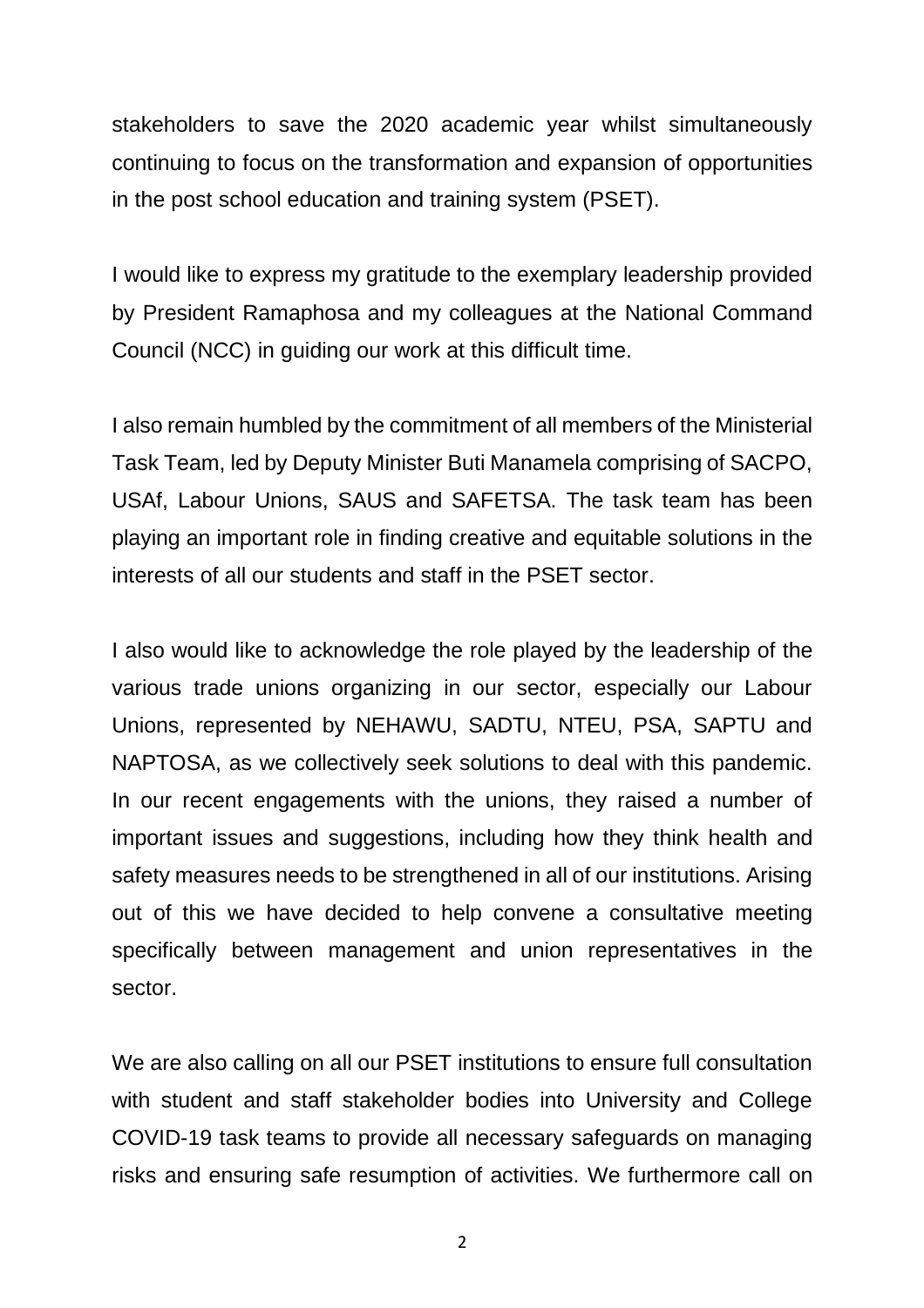stakeholders to save the 2020 academic year whilst simultaneously continuing to focus on the transformation and expansion of opportunities in the post school education and training system (PSET).

I would like to express my gratitude to the exemplary leadership provided by President Ramaphosa and my colleagues at the National Command Council (NCC) in guiding our work at this difficult time.

I also remain humbled by the commitment of all members of the Ministerial Task Team, led by Deputy Minister Buti Manamela comprising of SACPO, USAf, Labour Unions, SAUS and SAFETSA. The task team has been playing an important role in finding creative and equitable solutions in the interests of all our students and staff in the PSET sector.

I also would like to acknowledge the role played by the leadership of the various trade unions organizing in our sector, especially our Labour Unions, represented by NEHAWU, SADTU, NTEU, PSA, SAPTU and NAPTOSA, as we collectively seek solutions to deal with this pandemic. In our recent engagements with the unions, they raised a number of important issues and suggestions, including how they think health and safety measures needs to be strengthened in all of our institutions. Arising out of this we have decided to help convene a consultative meeting specifically between management and union representatives in the sector.

We are also calling on all our PSET institutions to ensure full consultation with student and staff stakeholder bodies into University and College COVID-19 task teams to provide all necessary safeguards on managing risks and ensuring safe resumption of activities. We furthermore call on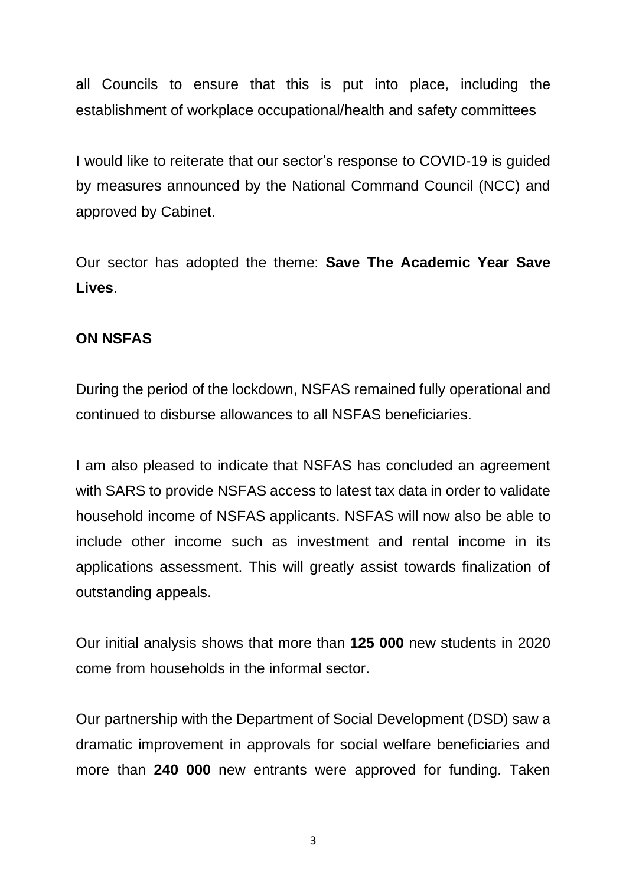all Councils to ensure that this is put into place, including the establishment of workplace occupational/health and safety committees

I would like to reiterate that our sector's response to COVID-19 is guided by measures announced by the National Command Council (NCC) and approved by Cabinet.

Our sector has adopted the theme: **Save The Academic Year Save Lives**.

**ON NSFAS**

During the period of the lockdown, NSFAS remained fully operational and continued to disburse allowances to all NSFAS beneficiaries.

I am also pleased to indicate that NSFAS has concluded an agreement with SARS to provide NSFAS access to latest tax data in order to validate household income of NSFAS applicants. NSFAS will now also be able to include other income such as investment and rental income in its applications assessment. This will greatly assist towards finalization of outstanding appeals.

Our initial analysis shows that more than **125 000** new students in 2020 come from households in the informal sector.

Our partnership with the Department of Social Development (DSD) saw a dramatic improvement in approvals for social welfare beneficiaries and more than **240 000** new entrants were approved for funding. Taken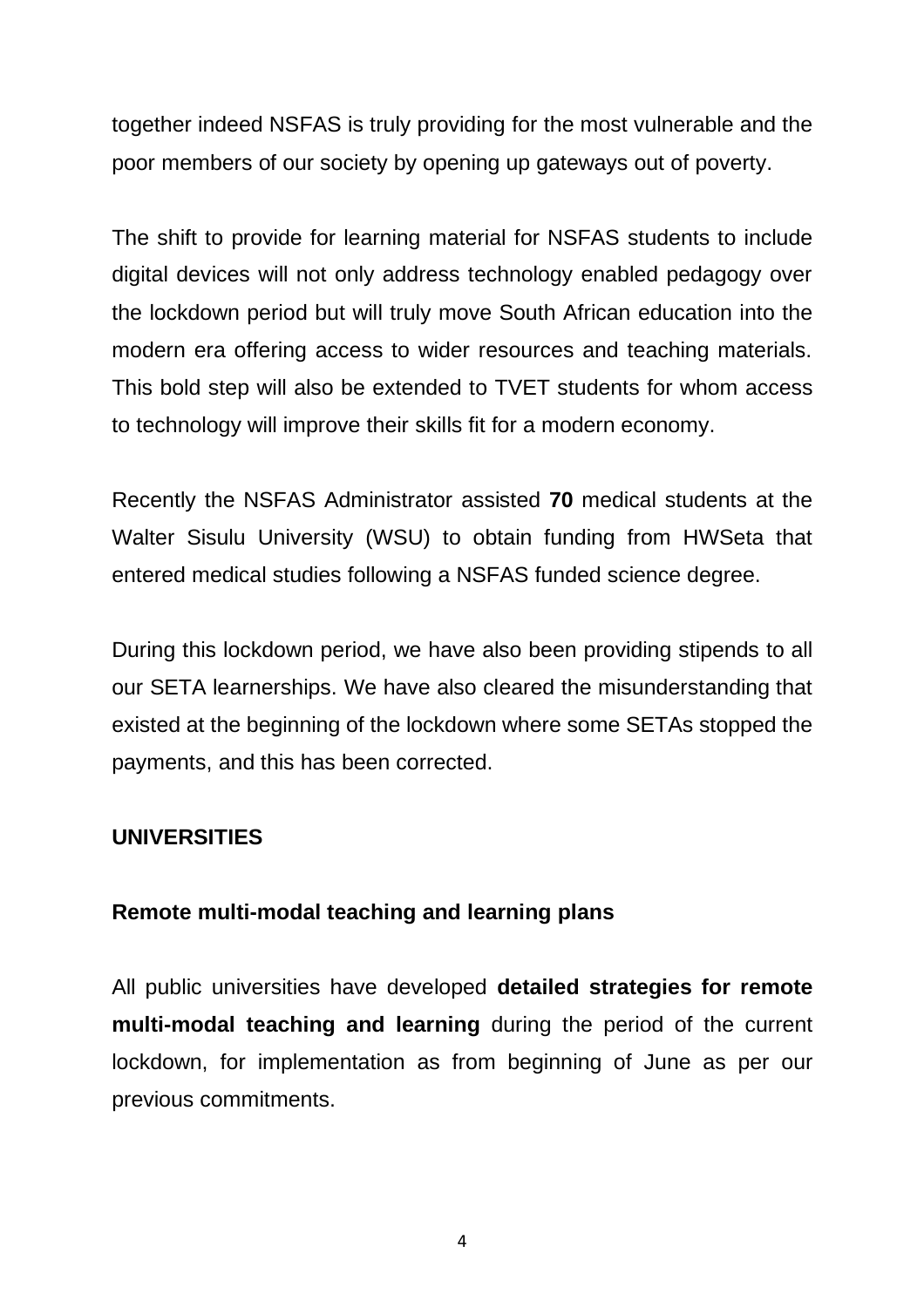together indeed NSFAS is truly providing for the most vulnerable and the poor members of our society by opening up gateways out of poverty.

The shift to provide for learning material for NSFAS students to include digital devices will not only address technology enabled pedagogy over the lockdown period but will truly move South African education into the modern era offering access to wider resources and teaching materials. This bold step will also be extended to TVET students for whom access to technology will improve their skills fit for a modern economy.

Recently the NSFAS Administrator assisted **70** medical students at the Walter Sisulu University (WSU) to obtain funding from HWSeta that entered medical studies following a NSFAS funded science degree.

During this lockdown period, we have also been providing stipends to all our SETA learnerships. We have also cleared the misunderstanding that existed at the beginning of the lockdown where some SETAs stopped the payments, and this has been corrected.

## UNIVERSITIES

### Remote multi-modal teaching and learning plans

All public universities have developed **detailed strategies for remote multi-modal teaching and learning** during the period of the current lockdown, for implementation as from beginning of June as per our previous commitments.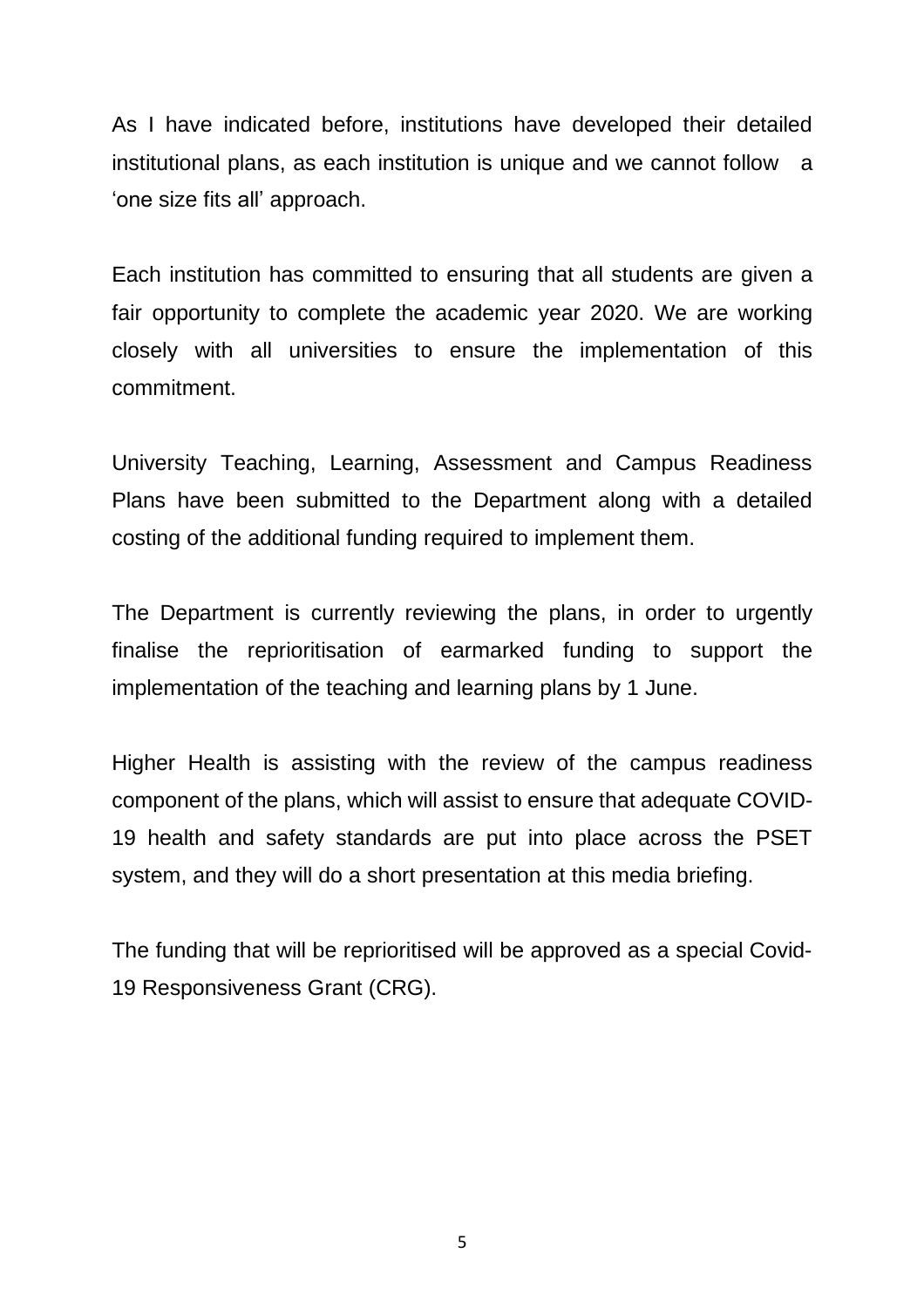As I have indicated before, institutions have developed their detailed institutional plans, as each institution is unique and we cannot follow a 'one size fits all' approach.

Each institution has committed to ensuring that all students are given a fair opportunity to complete the academic year 2020. We are working closely with all universities to ensure the implementation of this commitment.

University Teaching, Learning, Assessment and Campus Readiness Plans have been submitted to the Department along with a detailed costing of the additional funding required to implement them.

The Department is currently reviewing the plans, in order to urgently finalise the reprioritisation of earmarked funding to support the implementation of the teaching and learning plans by 1 June.

Higher Health is assisting with the review of the campus readiness component of the plans, which will assist to ensure that adequate COVID-19 health and safety standards are put into place across the PSET system, and they will do a short presentation at this media briefing.

The funding that will be reprioritised will be approved as a special Covid-19 Responsiveness Grant (CRG).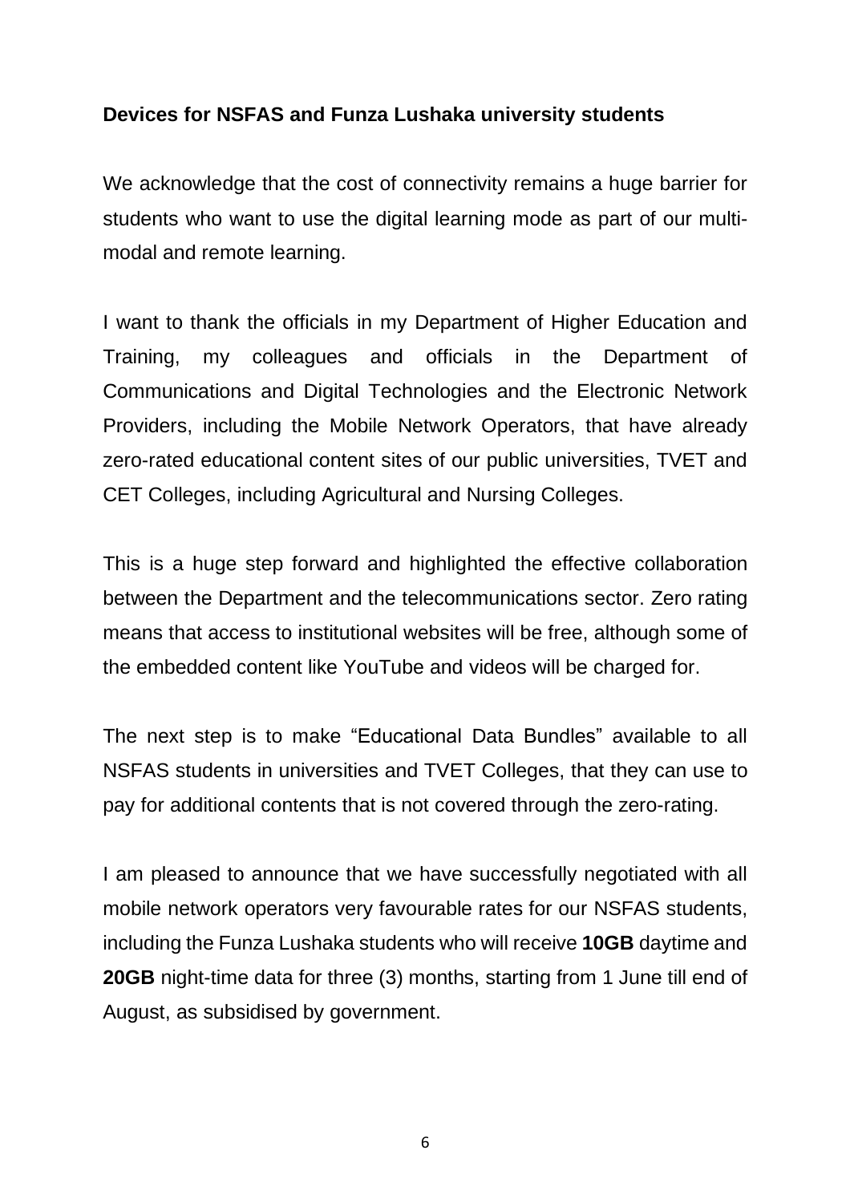**Devices for NSFAS and Funza Lushaka university students**

We acknowledge that the cost of connectivity remains a huge barrier for students who want to use the digital learning mode as part of our multi-modal and remote learning.

I want to thank the officials in my Department of Higher Education and Training, my colleagues and officials in the Department of Communications and Digital Technologies and the Electronic Network Providers, including the Mobile Network Operators, that have already zero-rated educational content sites of our public universities, TVET and CET Colleges, including Agricultural and Nursing Colleges.

This is a huge step forward and highlighted the effective collaboration between the Department and the telecommunications sector. Zero rating means that access to institutional websites will be free, although some of the embedded content like YouTube and videos will be charged for.

The next step is to make "Educational Data Bundles" available to all NSFAS students in universities and TVET Colleges, that they can use to pay for additional contents that is not covered through the zero-rating.

I am pleased to announce that we have successfully negotiated with all mobile network operators very favourable rates for our NSFAS students, including the Funza Lushaka students who will receive **10GB** daytime and **20GB** night-time data for three (3) months, starting from 1 June till end of August, as subsidised by government.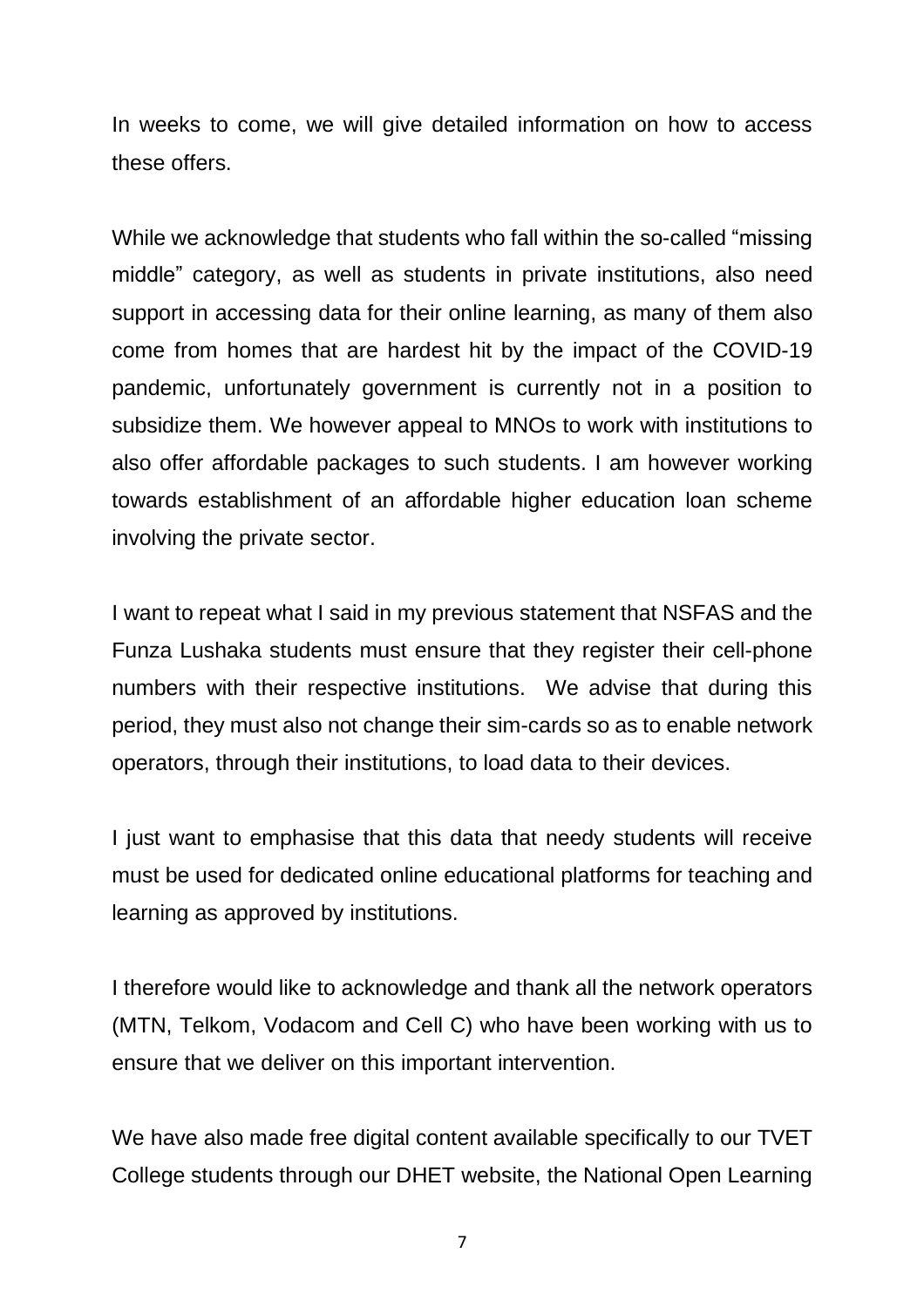In weeks to come, we will give detailed information on how to access these offers.

While we acknowledge that students who fall within the so-called "missing middle" category, as well as students in private institutions, also need support in accessing data for their online learning, as many of them also come from homes that are hardest hit by the impact of the COVID-19 pandemic, unfortunately government is currently not in a position to subsidize them. We however appeal to MNOs to work with institutions to also offer affordable packages to such students. I am however working towards establishment of an affordable higher education loan scheme involving the private sector.

I want to repeat what I said in my previous statement that NSFAS and the Funza Lushaka students must ensure that they register their cell-phone numbers with their respective institutions. We advise that during this period, they must also not change their sim-cards so as to enable network operators, through their institutions, to load data to their devices.

I just want to emphasise that this data that needy students will receive must be used for dedicated online educational platforms for teaching and learning as approved by institutions.

I therefore would like to acknowledge and thank all the network operators (MTN, Telkom, Vodacom and Cell C) who have been working with us to ensure that we deliver on this important intervention.

We have also made free digital content available specifically to our TVET College students through our DHET website, the National Open Learning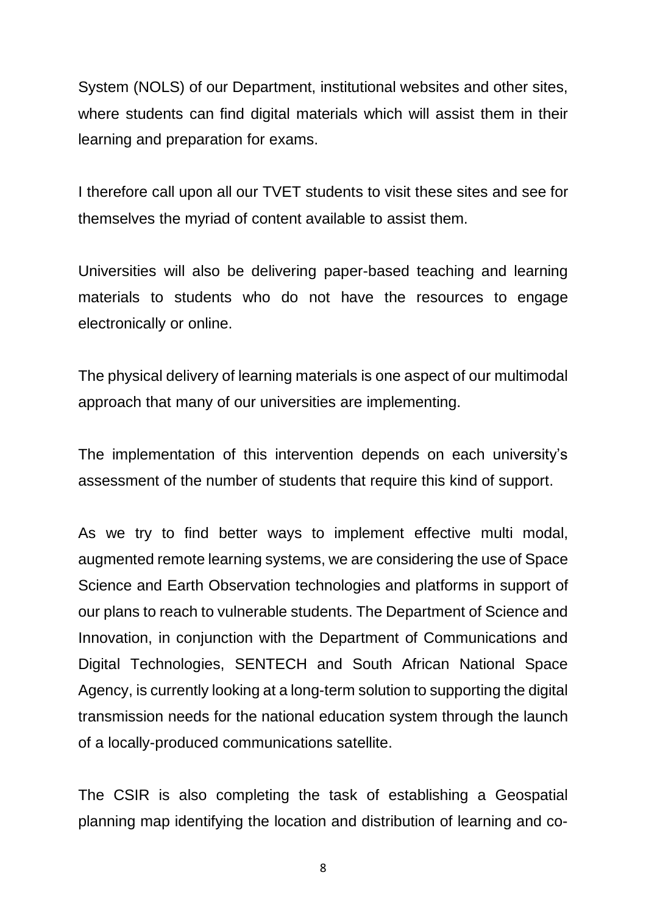System (NOLS) of our Department, institutional websites and other sites, where students can find digital materials which will assist them in their learning and preparation for exams.

I therefore call upon all our TVET students to visit these sites and see for themselves the myriad of content available to assist them.

Universities will also be delivering paper-based teaching and learning materials to students who do not have the resources to engage electronically or online.

The physical delivery of learning materials is one aspect of our multimodal approach that many of our universities are implementing.

The implementation of this intervention depends on each university's assessment of the number of students that require this kind of support.

As we try to find better ways to implement effective multi modal, augmented remote learning systems, we are considering the use of Space Science and Earth Observation technologies and platforms in support of our plans to reach to vulnerable students. The Department of Science and Innovation, in conjunction with the Department of Communications and Digital Technologies, SENTECH and South African National Space Agency, is currently looking at a long-term solution to supporting the digital transmission needs for the national education system through the launch of a locally-produced communications satellite.

The CSIR is also completing the task of establishing a Geospatial planning map identifying the location and distribution of learning and co-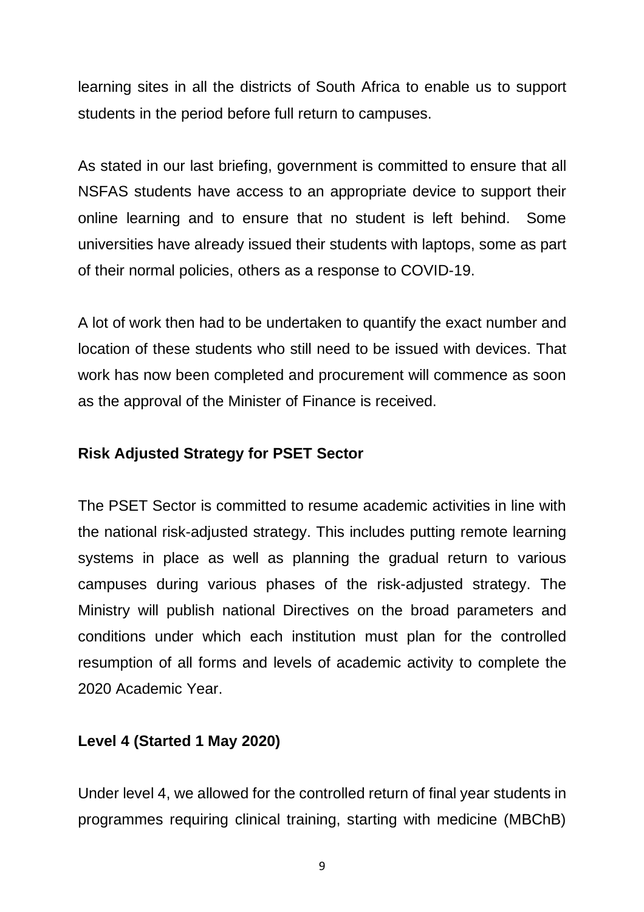learning sites in all the districts of South Africa to enable us to support students in the period before full return to campuses.

As stated in our last briefing, government is committed to ensure that all NSFAS students have access to an appropriate device to support their online learning and to ensure that no student is left behind. Some universities have already issued their students with laptops, some as part of their normal policies, others as a response to COVID-19.

A lot of work then had to be undertaken to quantify the exact number and location of these students who still need to be issued with devices. That work has now been completed and procurement will commence as soon as the approval of the Minister of Finance is received.

**Risk Adjusted Strategy for PSET Sector**

The PSET Sector is committed to resume academic activities in line with the national risk-adjusted strategy. This includes putting remote learning systems in place as well as planning the gradual return to various campuses during various phases of the risk-adjusted strategy. The Ministry will publish national Directives on the broad parameters and conditions under which each institution must plan for the controlled resumption of all forms and levels of academic activity to complete the 2020 Academic Year.

**Level 4 (Started 1 May 2020)**

Under level 4, we allowed for the controlled return of final year students in programmes requiring clinical training, starting with medicine (MBChB)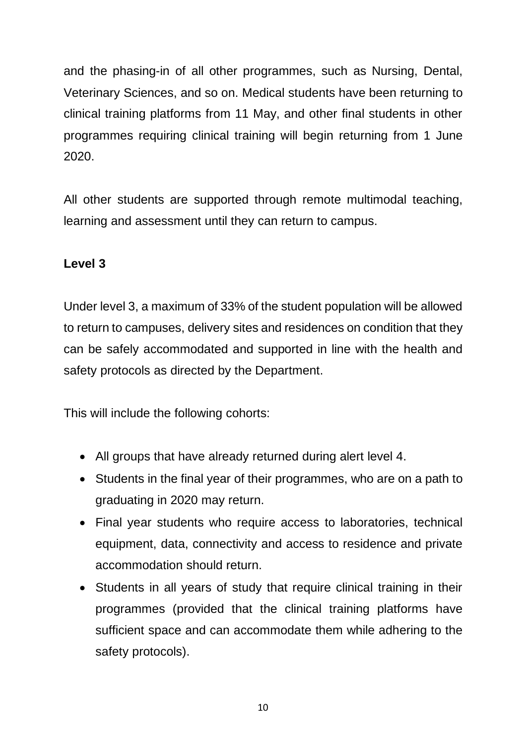and the phasing-in of all other programmes, such as Nursing, Dental, Veterinary Sciences, and so on. Medical students have been returning to clinical training platforms from 11 May, and other final students in other programmes requiring clinical training will begin returning from 1 June 2020.

All other students are supported through remote multimodal teaching, learning and assessment until they can return to campus.

**Level 3**

Under level 3, a maximum of 33% of the student population will be allowed to return to campuses, delivery sites and residences on condition that they can be safely accommodated and supported in line with the health and safety protocols as directed by the Department.

This will include the following cohorts:

- All groups that have already returned during alert level 4.
- Students in the final year of their programmes, who are on a path to graduating in 2020 may return.
- Final year students who require access to laboratories, technical equipment, data, connectivity and access to residence and private accommodation should return.
- Students in all years of study that require clinical training in their programmes (provided that the clinical training platforms have sufficient space and can accommodate them while adhering to the safety protocols).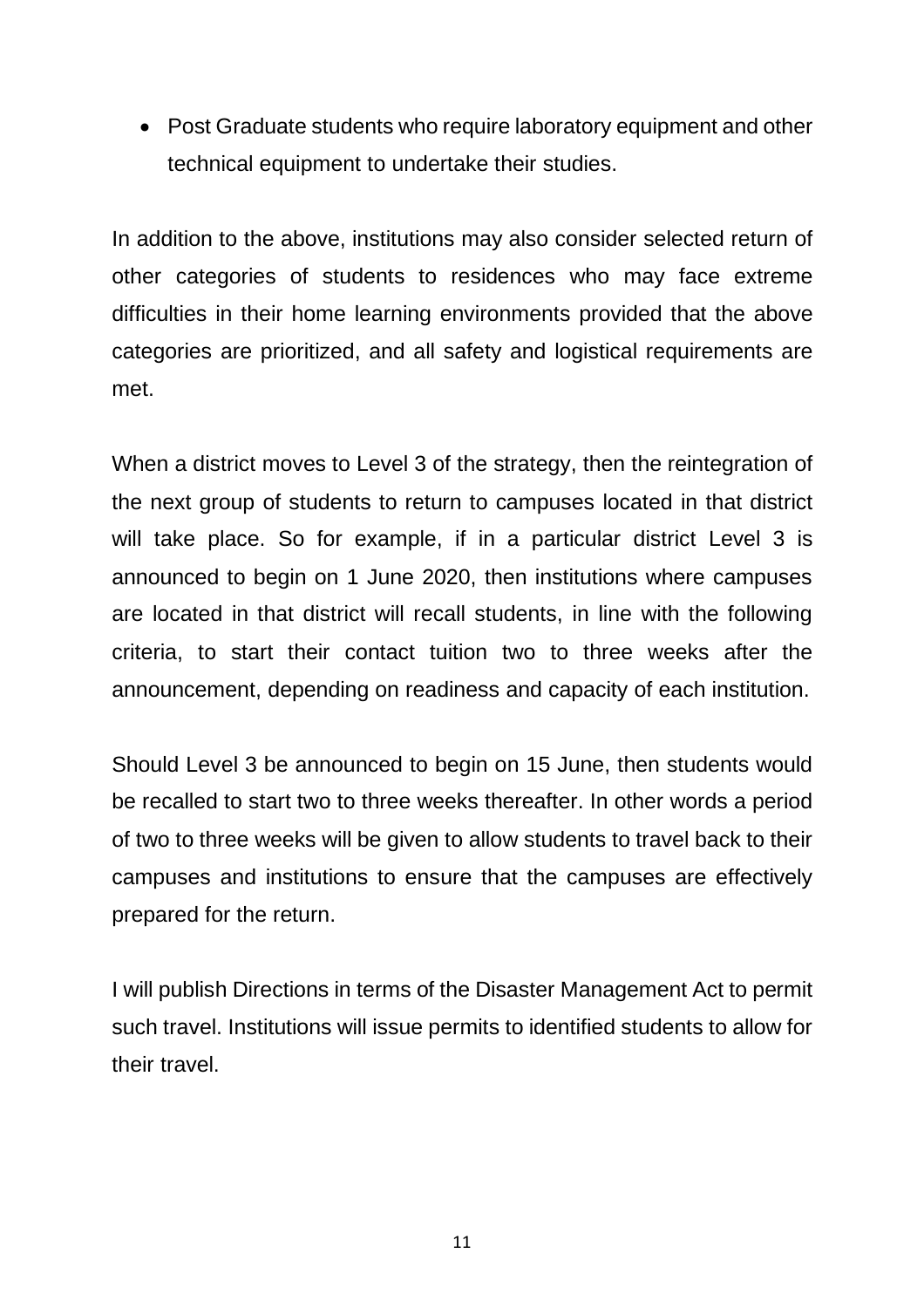- Post Graduate students who require laboratory equipment and other technical equipment to undertake their studies.

In addition to the above, institutions may also consider selected return of other categories of students to residences who may face extreme difficulties in their home learning environments provided that the above categories are prioritized, and all safety and logistical requirements are met.

When a district moves to Level 3 of the strategy, then the reintegration of the next group of students to return to campuses located in that district will take place. So for example, if in a particular district Level 3 is announced to begin on 1 June 2020, then institutions where campuses are located in that district will recall students, in line with the following criteria, to start their contact tuition two to three weeks after the announcement, depending on readiness and capacity of each institution.

Should Level 3 be announced to begin on 15 June, then students would be recalled to start two to three weeks thereafter. In other words a period of two to three weeks will be given to allow students to travel back to their campuses and institutions to ensure that the campuses are effectively prepared for the return.

I will publish Directions in terms of the Disaster Management Act to permit such travel. Institutions will issue permits to identified students to allow for their travel.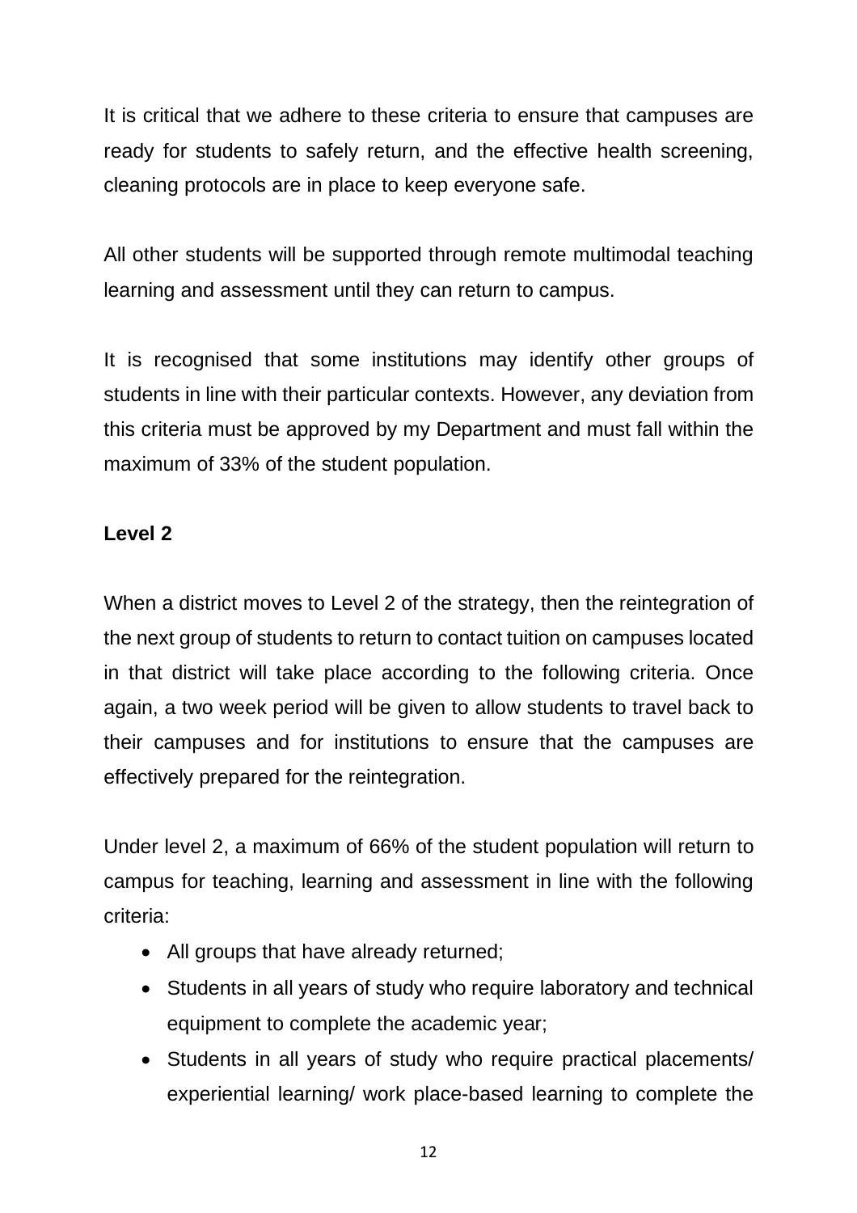It is critical that we adhere to these criteria to ensure that campuses are ready for students to safely return, and the effective health screening, cleaning protocols are in place to keep everyone safe.

All other students will be supported through remote multimodal teaching learning and assessment until they can return to campus.

It is recognised that some institutions may identify other groups of students in line with their particular contexts. However, any deviation from this criteria must be approved by my Department and must fall within the maximum of 33% of the student population.

**Level 2**

When a district moves to Level 2 of the strategy, then the reintegration of the next group of students to return to contact tuition on campuses located in that district will take place according to the following criteria. Once again, a two week period will be given to allow students to travel back to their campuses and for institutions to ensure that the campuses are effectively prepared for the reintegration.

Under level 2, a maximum of 66% of the student population will return to campus for teaching, learning and assessment in line with the following criteria:

- All groups that have already returned;
- Students in all years of study who require laboratory and technical equipment to complete the academic year;
- Students in all years of study who require practical placements/ experiential learning/ work place-based learning to complete the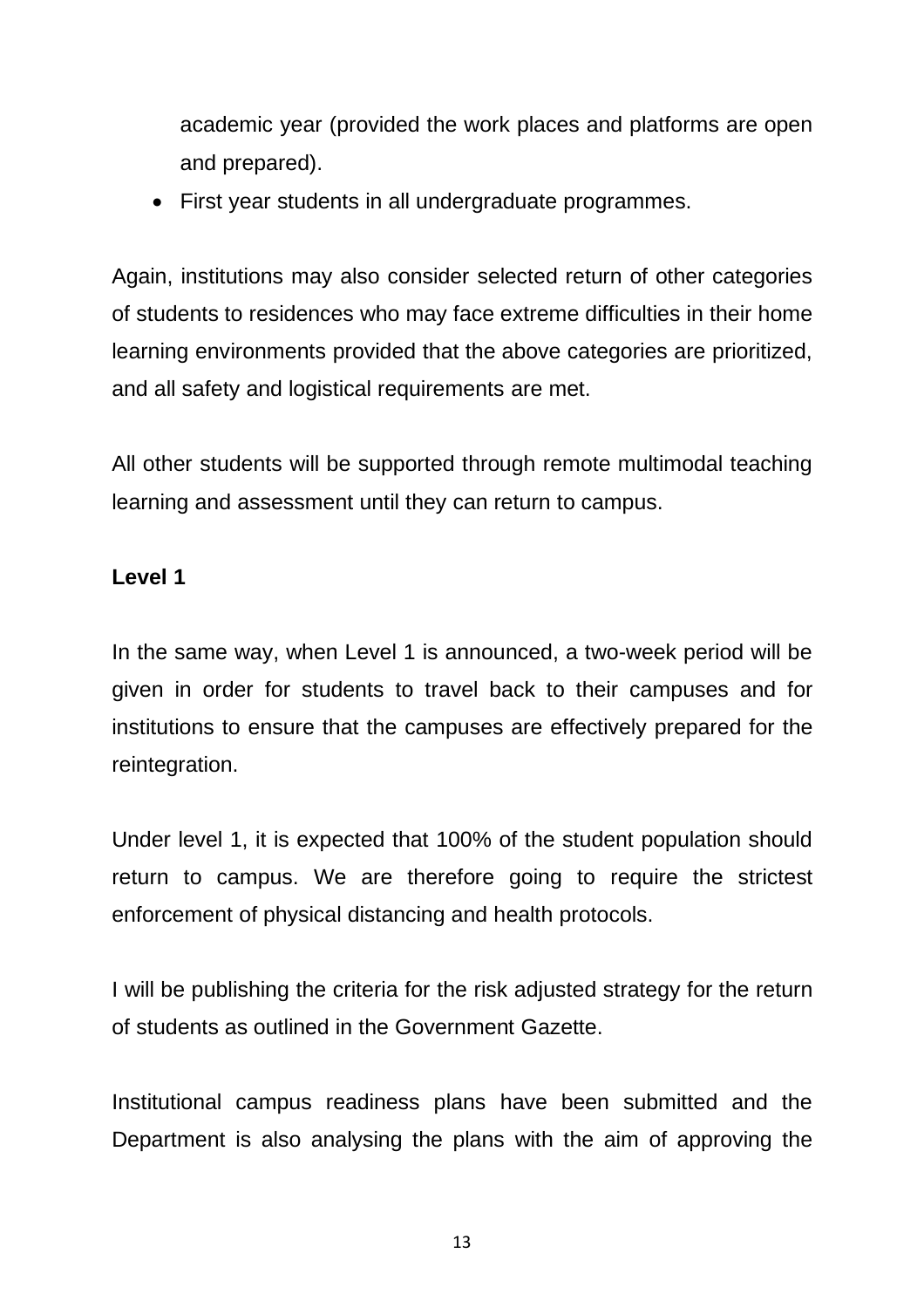academic year (provided the work places and platforms are open and prepared).

- First year students in all undergraduate programmes.

Again, institutions may also consider selected return of other categories of students to residences who may face extreme difficulties in their home learning environments provided that the above categories are prioritized, and all safety and logistical requirements are met.

All other students will be supported through remote multimodal teaching learning and assessment until they can return to campus.

**Level 1**

In the same way, when Level 1 is announced, a two-week period will be given in order for students to travel back to their campuses and for institutions to ensure that the campuses are effectively prepared for the reintegration.

Under level 1, it is expected that 100% of the student population should return to campus. We are therefore going to require the strictest enforcement of physical distancing and health protocols.

I will be publishing the criteria for the risk adjusted strategy for the return of students as outlined in the Government Gazette.

Institutional campus readiness plans have been submitted and the Department is also analysing the plans with the aim of approving the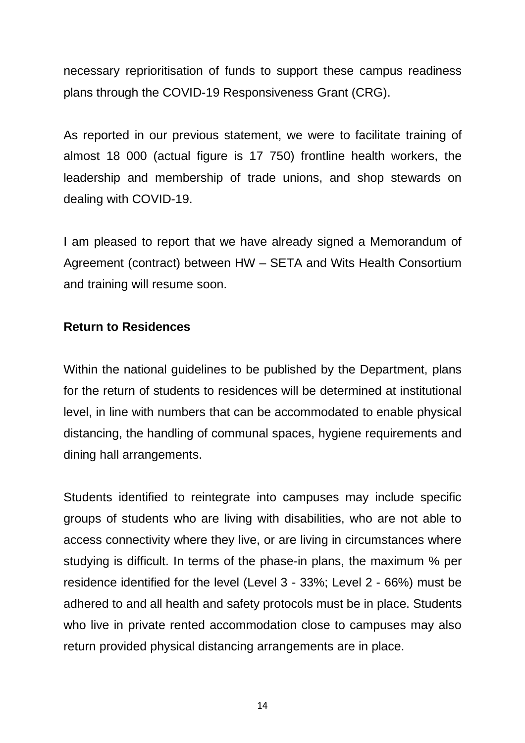necessary reprioritisation of funds to support these campus readiness plans through the COVID-19 Responsiveness Grant (CRG).

As reported in our previous statement, we were to facilitate training of almost 18 000 (actual figure is 17 750) frontline health workers, the leadership and membership of trade unions, and shop stewards on dealing with COVID-19.

I am pleased to report that we have already signed a Memorandum of Agreement (contract) between HW – SETA and Wits Health Consortium and training will resume soon.

**Return to Residences**

Within the national guidelines to be published by the Department, plans for the return of students to residences will be determined at institutional level, in line with numbers that can be accommodated to enable physical distancing, the handling of communal spaces, hygiene requirements and dining hall arrangements.

Students identified to reintegrate into campuses may include specific groups of students who are living with disabilities, who are not able to access connectivity where they live, or are living in circumstances where studying is difficult. In terms of the phase-in plans, the maximum % per residence identified for the level (Level 3 - 33%; Level 2 - 66%) must be adhered to and all health and safety protocols must be in place. Students who live in private rented accommodation close to campuses may also return provided physical distancing arrangements are in place.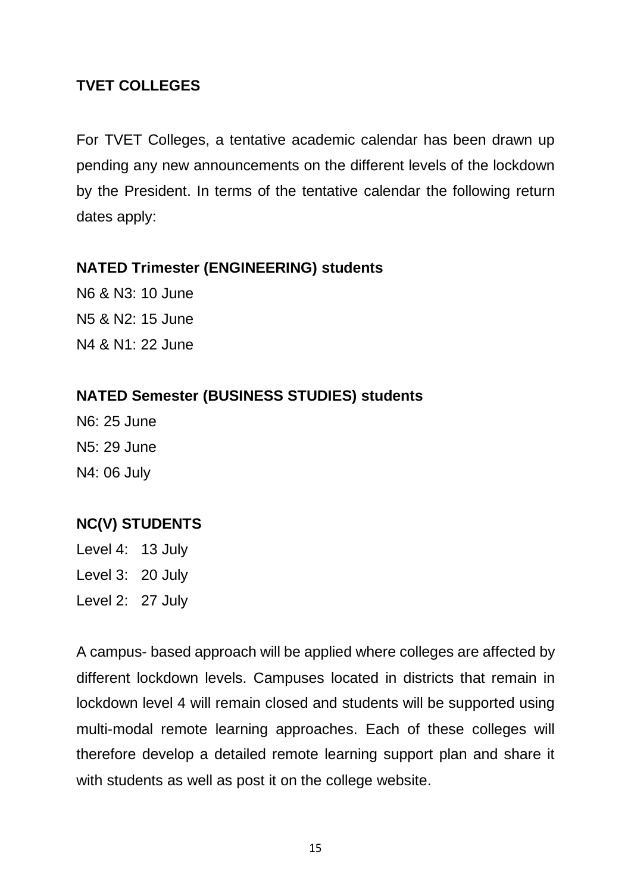## TVET COLLEGES

For TVET Colleges, a tentative academic calendar has been drawn up pending any new announcements on the different levels of the lockdown by the President. In terms of the tentative calendar the following return dates apply:

**NATED Trimester (ENGINEERING) students**

N6 & N3: 10 June
N5 & N2: 15 June
N4 & N1: 22 June

**NATED Semester (BUSINESS STUDIES) students**

N6: 25 June
N5: 29 June
N4: 06 July

**NC(V) STUDENTS**

Level 4: 13 July
Level 3: 20 July
Level 2: 27 July

A campus- based approach will be applied where colleges are affected by different lockdown levels. Campuses located in districts that remain in lockdown level 4 will remain closed and students will be supported using multi-modal remote learning approaches. Each of these colleges will therefore develop a detailed remote learning support plan and share it with students as well as post it on the college website.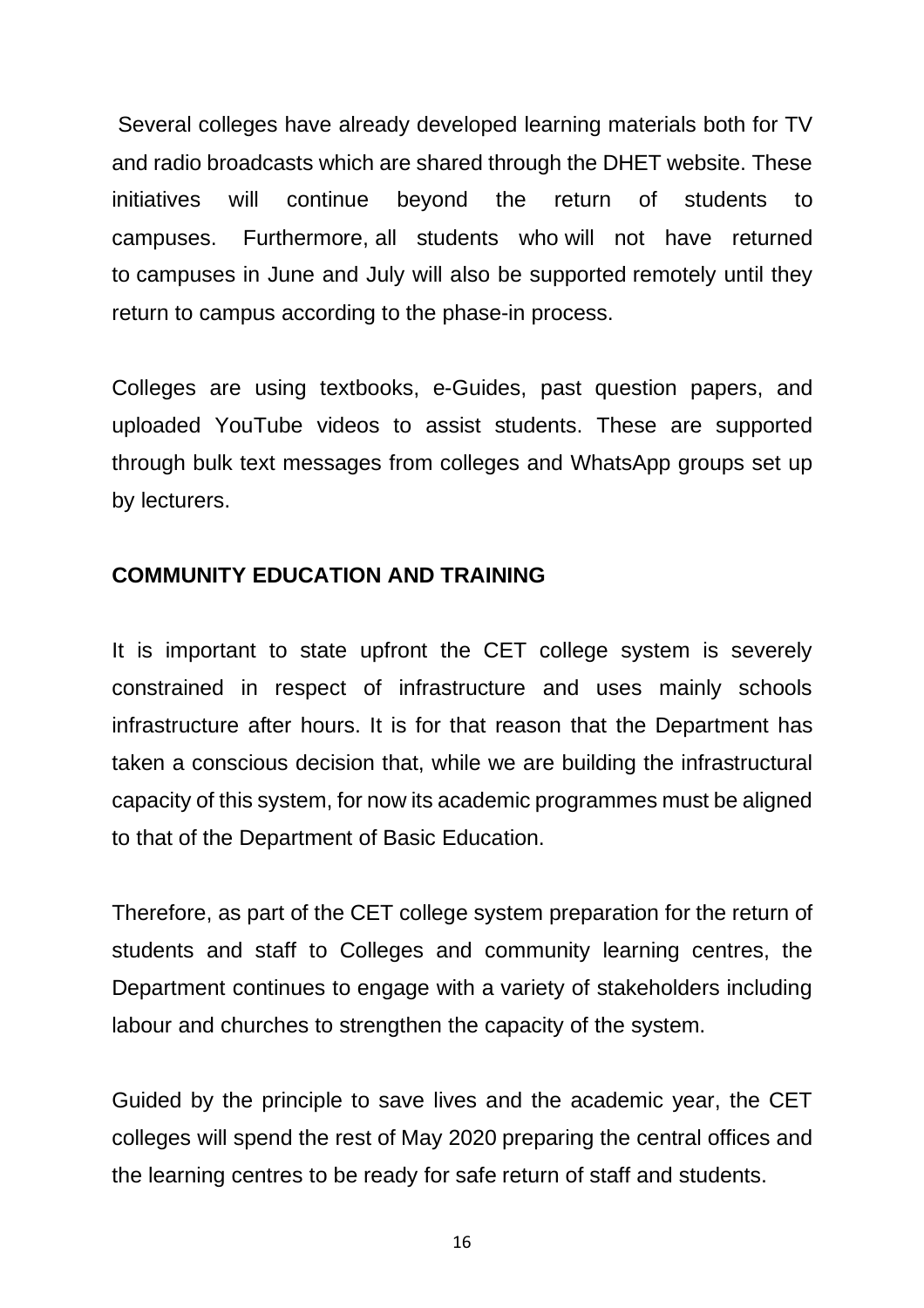Several colleges have already developed learning materials both for TV and radio broadcasts which are shared through the DHET website. These initiatives will continue beyond the return of students to campuses. Furthermore, all students who will not have returned to campuses in June and July will also be supported remotely until they return to campus according to the phase-in process.

Colleges are using textbooks, e-Guides, past question papers, and uploaded YouTube videos to assist students. These are supported through bulk text messages from colleges and WhatsApp groups set up by lecturers.

**COMMUNITY EDUCATION AND TRAINING**

It is important to state upfront the CET college system is severely constrained in respect of infrastructure and uses mainly schools infrastructure after hours. It is for that reason that the Department has taken a conscious decision that, while we are building the infrastructural capacity of this system, for now its academic programmes must be aligned to that of the Department of Basic Education.

Therefore, as part of the CET college system preparation for the return of students and staff to Colleges and community learning centres, the Department continues to engage with a variety of stakeholders including labour and churches to strengthen the capacity of the system.

Guided by the principle to save lives and the academic year, the CET colleges will spend the rest of May 2020 preparing the central offices and the learning centres to be ready for safe return of staff and students.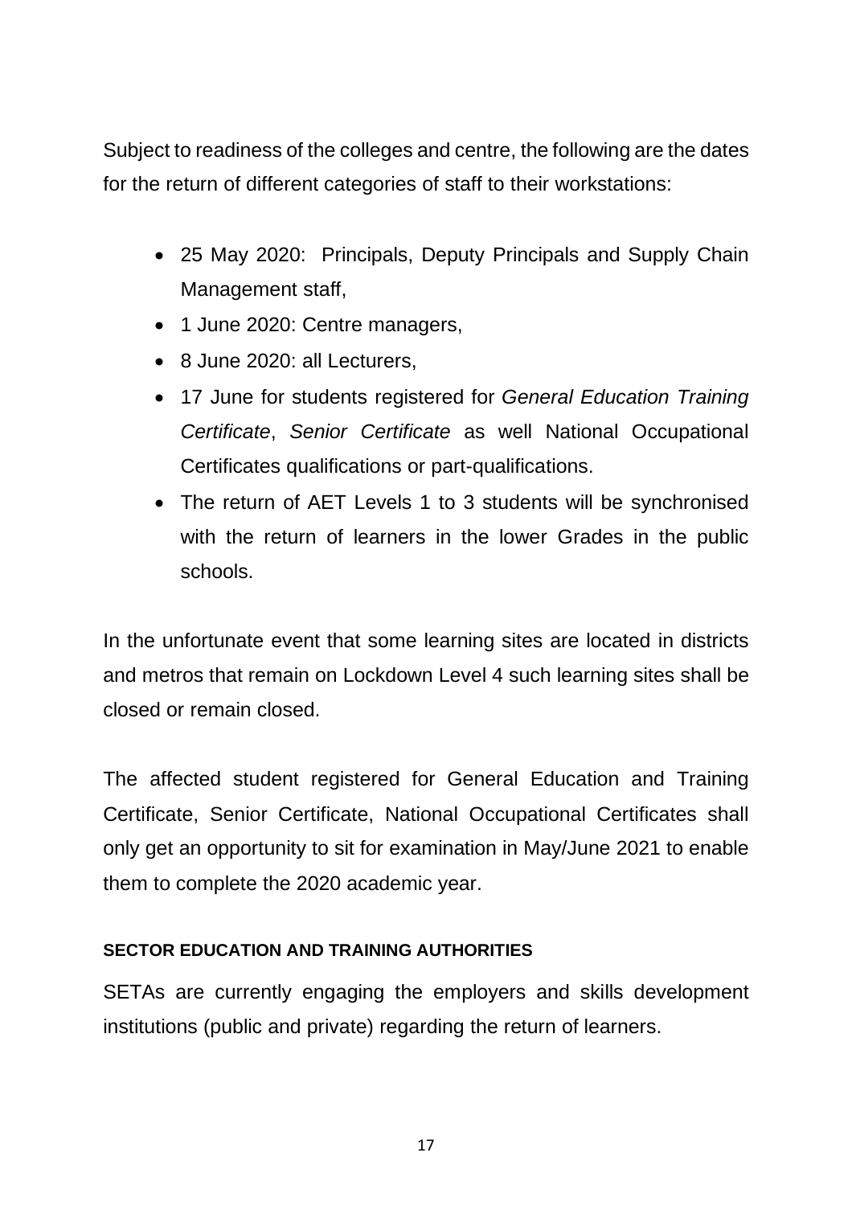Subject to readiness of the colleges and centre, the following are the dates for the return of different categories of staff to their workstations:

- 25 May 2020: Principals, Deputy Principals and Supply Chain Management staff,
- 1 June 2020: Centre managers,
- 8 June 2020: all Lecturers,
- 17 June for students registered for *General Education Training Certificate*, *Senior Certificate* as well National Occupational Certificates qualifications or part-qualifications.
- The return of AET Levels 1 to 3 students will be synchronised with the return of learners in the lower Grades in the public schools.

In the unfortunate event that some learning sites are located in districts and metros that remain on Lockdown Level 4 such learning sites shall be closed or remain closed.

The affected student registered for General Education and Training Certificate, Senior Certificate, National Occupational Certificates shall only get an opportunity to sit for examination in May/June 2021 to enable them to complete the 2020 academic year.

**SECTOR EDUCATION AND TRAINING AUTHORITIES**

SETAs are currently engaging the employers and skills development institutions (public and private) regarding the return of learners.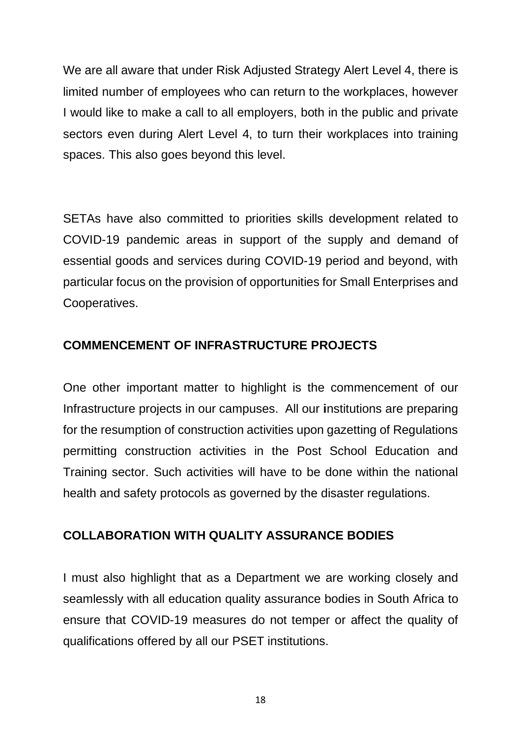We are all aware that under Risk Adjusted Strategy Alert Level 4, there is limited number of employees who can return to the workplaces, however I would like to make a call to all employers, both in the public and private sectors even during Alert Level 4, to turn their workplaces into training spaces. This also goes beyond this level.

SETAs have also committed to priorities skills development related to COVID-19 pandemic areas in support of the supply and demand of essential goods and services during COVID-19 period and beyond, with particular focus on the provision of opportunities for Small Enterprises and Cooperatives.

**COMMENCEMENT OF INFRASTRUCTURE PROJECTS**

One other important matter to highlight is the commencement of our Infrastructure projects in our campuses. All our **i**nstitutions are preparing for the resumption of construction activities upon gazetting of Regulations permitting construction activities in the Post School Education and Training sector. Such activities will have to be done within the national health and safety protocols as governed by the disaster regulations.

**COLLABORATION WITH QUALITY ASSURANCE BODIES**

I must also highlight that as a Department we are working closely and seamlessly with all education quality assurance bodies in South Africa to ensure that COVID-19 measures do not temper or affect the quality of qualifications offered by all our PSET institutions.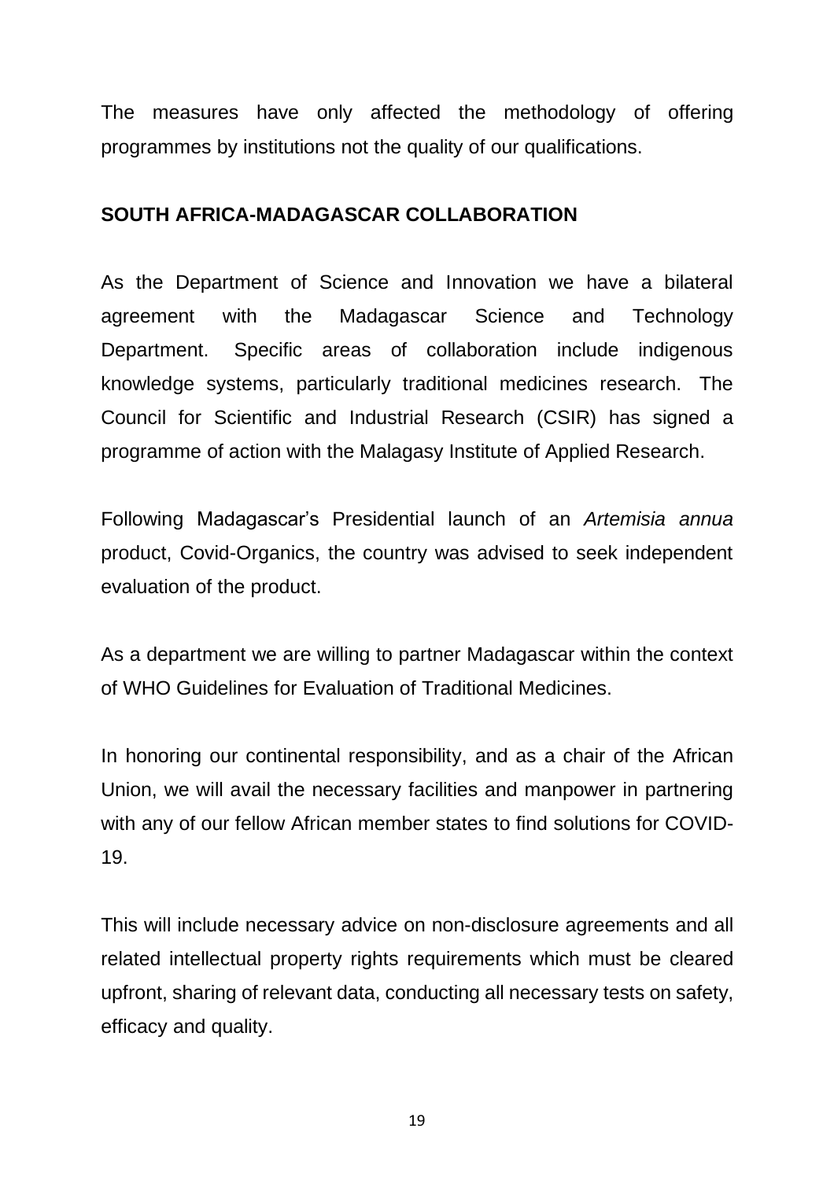The measures have only affected the methodology of offering programmes by institutions not the quality of our qualifications.

**SOUTH AFRICA-MADAGASCAR COLLABORATION**

As the Department of Science and Innovation we have a bilateral agreement with the Madagascar Science and Technology Department. Specific areas of collaboration include indigenous knowledge systems, particularly traditional medicines research. The Council for Scientific and Industrial Research (CSIR) has signed a programme of action with the Malagasy Institute of Applied Research.

Following Madagascar's Presidential launch of an *Artemisia annua* product, Covid-Organics, the country was advised to seek independent evaluation of the product.

As a department we are willing to partner Madagascar within the context of WHO Guidelines for Evaluation of Traditional Medicines.

In honoring our continental responsibility, and as a chair of the African Union, we will avail the necessary facilities and manpower in partnering with any of our fellow African member states to find solutions for COVID-19.

This will include necessary advice on non-disclosure agreements and all related intellectual property rights requirements which must be cleared upfront, sharing of relevant data, conducting all necessary tests on safety, efficacy and quality.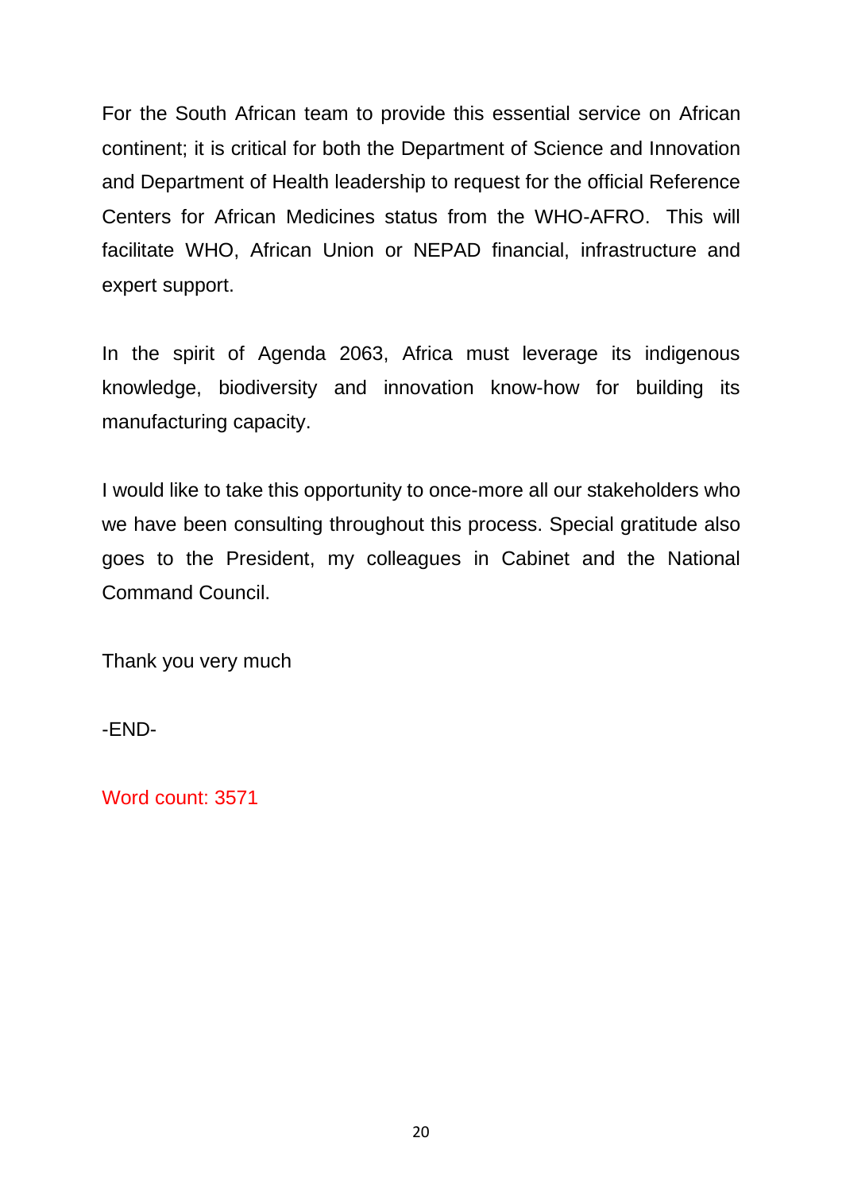For the South African team to provide this essential service on African continent; it is critical for both the Department of Science and Innovation and Department of Health leadership to request for the official Reference Centers for African Medicines status from the WHO-AFRO. This will facilitate WHO, African Union or NEPAD financial, infrastructure and expert support.

In the spirit of Agenda 2063, Africa must leverage its indigenous knowledge, biodiversity and innovation know-how for building its manufacturing capacity.

I would like to take this opportunity to once-more all our stakeholders who we have been consulting throughout this process. Special gratitude also goes to the President, my colleagues in Cabinet and the National Command Council.

Thank you very much

-END-

Word count: 3571